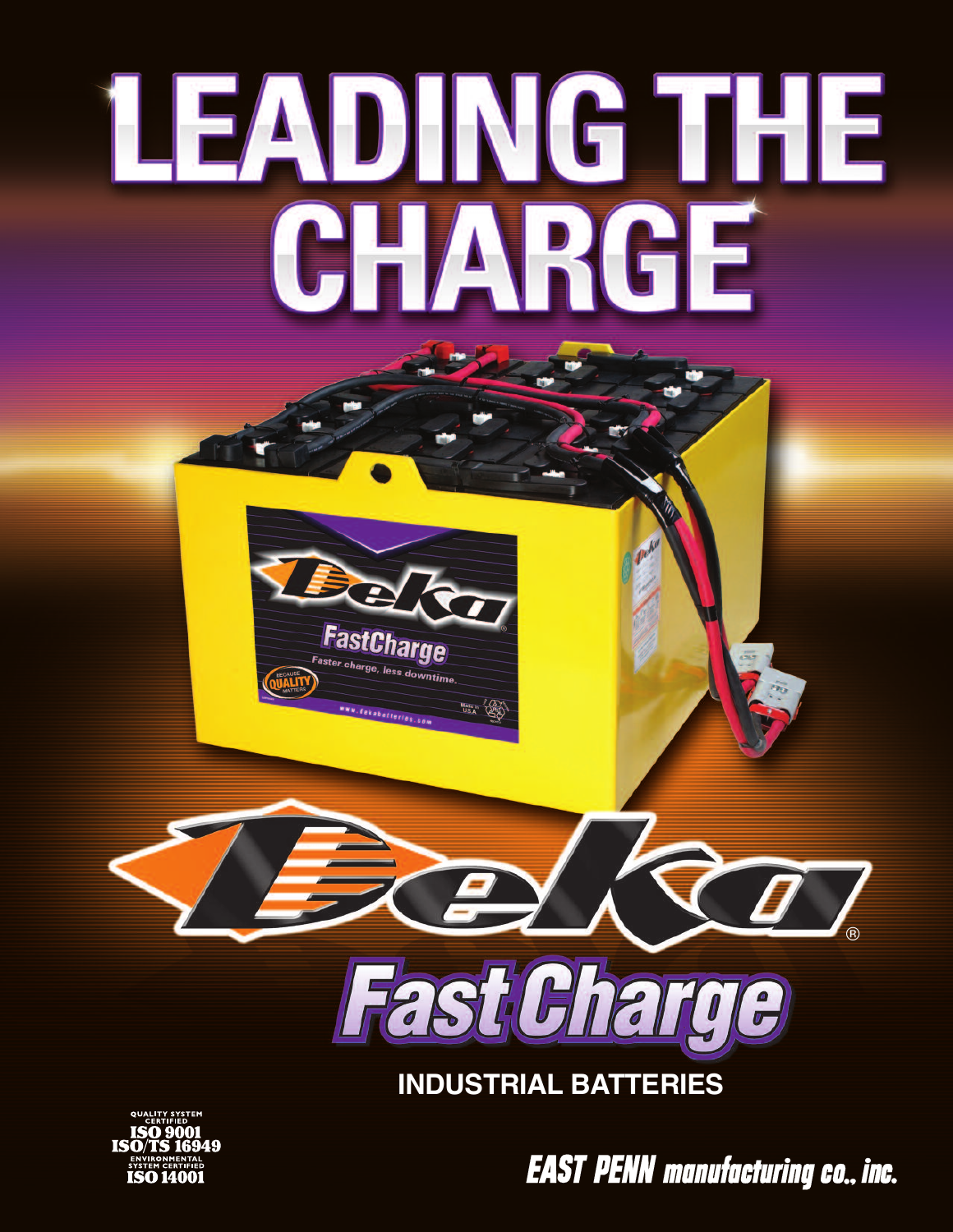# LEADING THE CHARGE

# Deka® FastCharge

## INDUSTRIAL BATTERIES

QUALITY SYSTEM CERTIFIED
ISO 9001
ISO/TS 16949
ENVIRONMENTAL SYSTEM CERTIFIED
ISO 14001

**EAST PENN manufacturing co., inc.**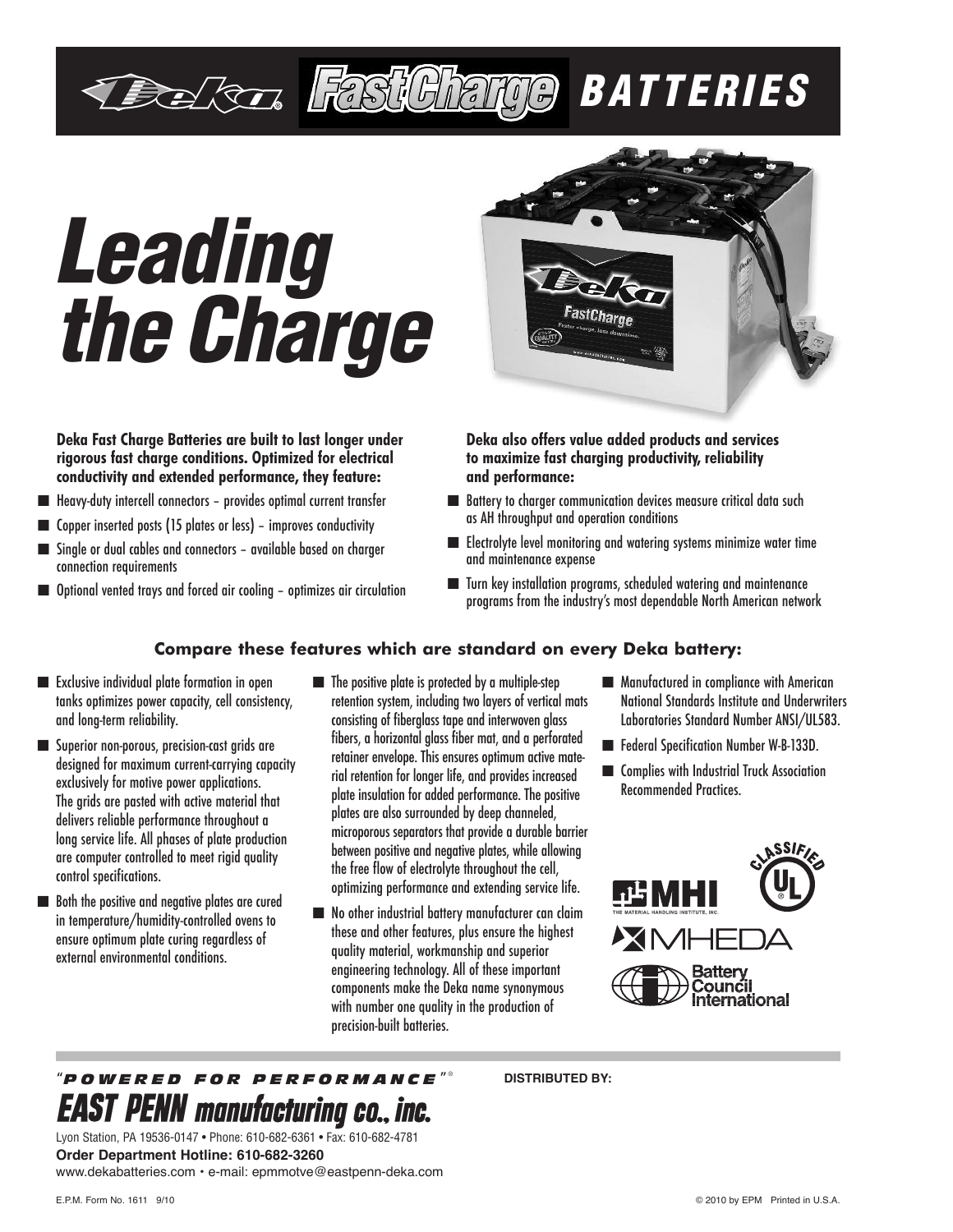# Deka FastCharge BATTERIES

# Leading the Charge

**Deka Fast Charge Batteries are built to last longer under rigorous fast charge conditions. Optimized for electrical conductivity and extended performance, they feature:**

- Heavy-duty intercell connectors – provides optimal current transfer
- Copper inserted posts (15 plates or less) – improves conductivity
- Single or dual cables and connectors – available based on charger connection requirements
- Optional vented trays and forced air cooling – optimizes air circulation

**Deka also offers value added products and services to maximize fast charging productivity, reliability and performance:**

- Battery to charger communication devices measure critical data such as AH throughput and operation conditions
- Electrolyte level monitoring and watering systems minimize water time and maintenance expense
- Turn key installation programs, scheduled watering and maintenance programs from the industry's most dependable North American network

## Compare these features which are standard on every Deka battery:

- Exclusive individual plate formation in open tanks optimizes power capacity, cell consistency, and long-term reliability.
- Superior non-porous, precision-cast grids are designed for maximum current-carrying capacity exclusively for motive power applications. The grids are pasted with active material that delivers reliable performance throughout a long service life. All phases of plate production are computer controlled to meet rigid quality control specifications.
- Both the positive and negative plates are cured in temperature/humidity-controlled ovens to ensure optimum plate curing regardless of external environmental conditions.
- The positive plate is protected by a multiple-step retention system, including two layers of vertical mats consisting of fiberglass tape and interwoven glass fibers, a horizontal glass fiber mat, and a perforated retainer envelope. This ensures optimum active material retention for longer life, and provides increased plate insulation for added performance. The positive plates are also surrounded by deep channeled, microporous separators that provide a durable barrier between positive and negative plates, while allowing the free flow of electrolyte throughout the cell, optimizing performance and extending service life.
- No other industrial battery manufacturer can claim these and other features, plus ensure the highest quality material, workmanship and superior engineering technology. All of these important components make the Deka name synonymous with number one quality in the production of precision-built batteries.
- Manufactured in compliance with American National Standards Institute and Underwriters Laboratories Standard Number ANSI/UL583.
- Federal Specification Number W-B-133D.
- Complies with Industrial Truck Association Recommended Practices.

MHI THE MATERIAL HANDLING INSTITUTE, INC.

CLASSIFIED UL

MHEDA

Battery Council International

*"POWERED FOR PERFORMANCE"®*

**EAST PENN manufacturing co., inc.**

Lyon Station, PA 19536-0147 • Phone: 610-682-6361 • Fax: 610-682-4781

**Order Department Hotline: 610-682-3260**

www.dekabatteries.com • e-mail: epmmotve@eastpenn-deka.com

**DISTRIBUTED BY:**

E.P.M. Form No. 1611 9/10

© 2010 by EPM Printed in U.S.A.